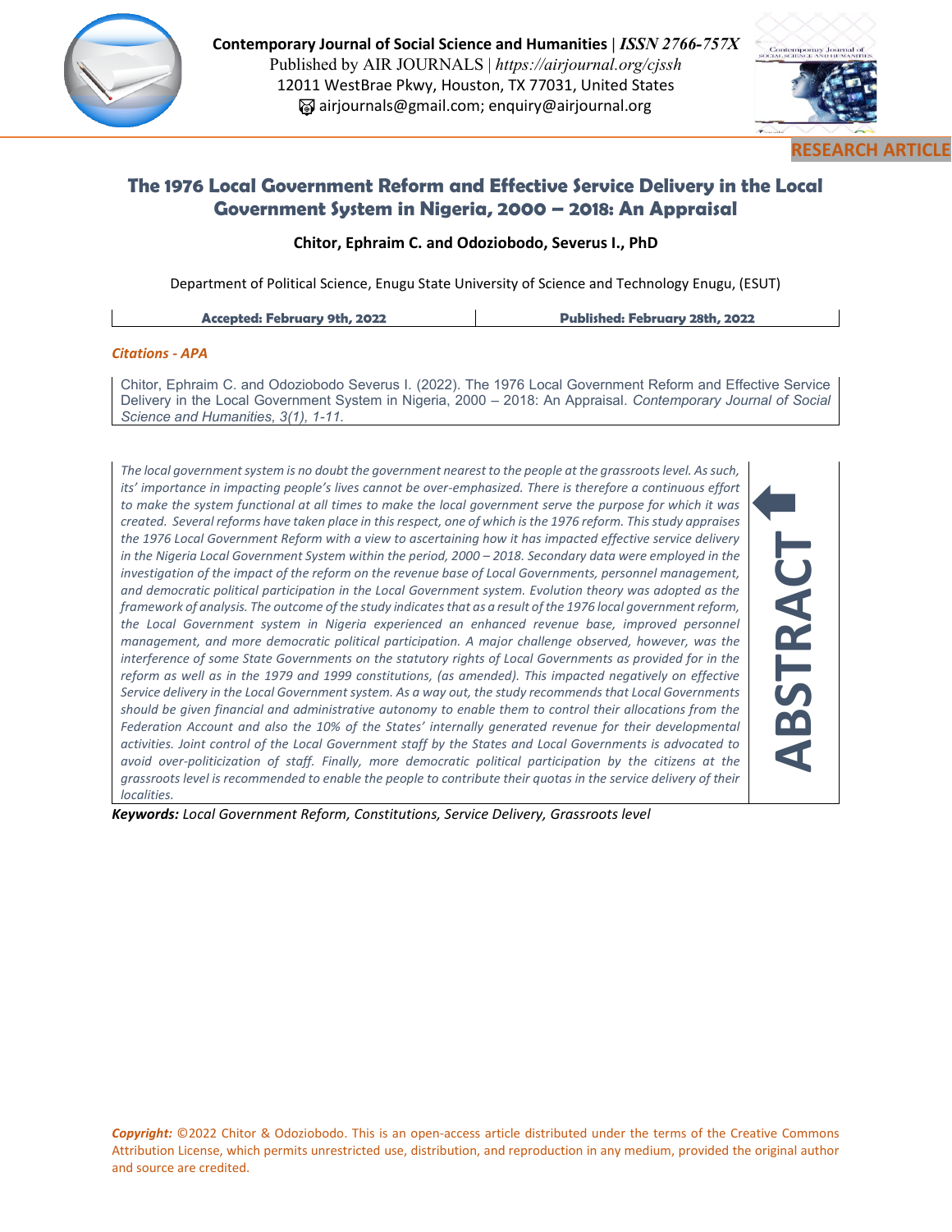**Contemporary Journal of Social Science and Humanities** | *ISSN 2766-757X*
Published by AIR JOURNALS | *https://airjournal.org/cjssh*
12011 WestBrae Pkwy, Houston, TX 77031, United States
airjournals@gmail.com; enquiry@airjournal.org

**RESEARCH ARTICLE**

# The 1976 Local Government Reform and Effective Service Delivery in the Local Government System in Nigeria, 2000 – 2018: An Appraisal

**Chitor, Ephraim C. and Odoziobodo, Severus I., PhD**

Department of Political Science, Enugu State University of Science and Technology Enugu, (ESUT)

| **Accepted: February 9th, 2022** | **Published: February 28th, 2022** |
|---|---|

***Citations - APA***

Chitor, Ephraim C. and Odoziobodo Severus I. (2022). The 1976 Local Government Reform and Effective Service Delivery in the Local Government System in Nigeria, 2000 – 2018: An Appraisal. *Contemporary Journal of Social Science and Humanities, 3(1), 1-11.*

## ABSTRACT

*The local government system is no doubt the government nearest to the people at the grassroots level. As such, its' importance in impacting people's lives cannot be over-emphasized. There is therefore a continuous effort to make the system functional at all times to make the local government serve the purpose for which it was created. Several reforms have taken place in this respect, one of which is the 1976 reform. This study appraises the 1976 Local Government Reform with a view to ascertaining how it has impacted effective service delivery in the Nigeria Local Government System within the period, 2000 – 2018. Secondary data were employed in the investigation of the impact of the reform on the revenue base of Local Governments, personnel management, and democratic political participation in the Local Government system. Evolution theory was adopted as the framework of analysis. The outcome of the study indicates that as a result of the 1976 local government reform, the Local Government system in Nigeria experienced an enhanced revenue base, improved personnel management, and more democratic political participation. A major challenge observed, however, was the interference of some State Governments on the statutory rights of Local Governments as provided for in the reform as well as in the 1979 and 1999 constitutions, (as amended). This impacted negatively on effective Service delivery in the Local Government system. As a way out, the study recommends that Local Governments should be given financial and administrative autonomy to enable them to control their allocations from the Federation Account and also the 10% of the States' internally generated revenue for their developmental activities. Joint control of the Local Government staff by the States and Local Governments is advocated to avoid over-politicization of staff. Finally, more democratic political participation by the citizens at the grassroots level is recommended to enable the people to contribute their quotas in the service delivery of their localities.*

***Keywords:*** *Local Government Reform, Constitutions, Service Delivery, Grassroots level*

***Copyright:*** ©2022 Chitor & Odoziobodo. This is an open-access article distributed under the terms of the Creative Commons Attribution License, which permits unrestricted use, distribution, and reproduction in any medium, provided the original author and source are credited.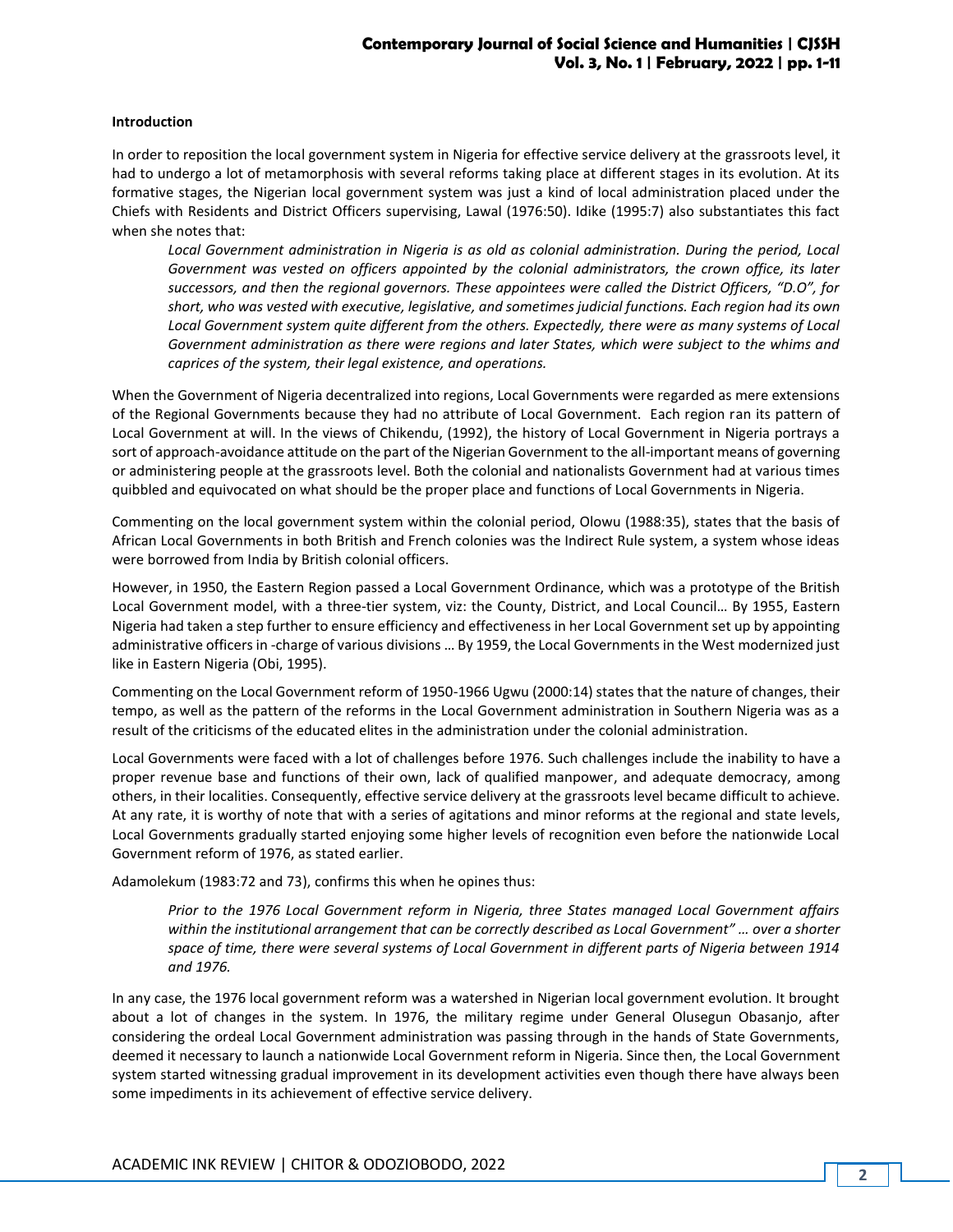**Introduction**

In order to reposition the local government system in Nigeria for effective service delivery at the grassroots level, it had to undergo a lot of metamorphosis with several reforms taking place at different stages in its evolution. At its formative stages, the Nigerian local government system was just a kind of local administration placed under the Chiefs with Residents and District Officers supervising, Lawal (1976:50). Idike (1995:7) also substantiates this fact when she notes that:

> *Local Government administration in Nigeria is as old as colonial administration. During the period, Local Government was vested on officers appointed by the colonial administrators, the crown office, its later successors, and then the regional governors. These appointees were called the District Officers, "D.O", for short, who was vested with executive, legislative, and sometimes judicial functions. Each region had its own Local Government system quite different from the others. Expectedly, there were as many systems of Local Government administration as there were regions and later States, which were subject to the whims and caprices of the system, their legal existence, and operations.*

When the Government of Nigeria decentralized into regions, Local Governments were regarded as mere extensions of the Regional Governments because they had no attribute of Local Government. Each region ran its pattern of Local Government at will. In the views of Chikendu, (1992), the history of Local Government in Nigeria portrays a sort of approach-avoidance attitude on the part of the Nigerian Government to the all-important means of governing or administering people at the grassroots level. Both the colonial and nationalists Government had at various times quibbled and equivocated on what should be the proper place and functions of Local Governments in Nigeria.

Commenting on the local government system within the colonial period, Olowu (1988:35), states that the basis of African Local Governments in both British and French colonies was the Indirect Rule system, a system whose ideas were borrowed from India by British colonial officers.

However, in 1950, the Eastern Region passed a Local Government Ordinance, which was a prototype of the British Local Government model, with a three-tier system, viz: the County, District, and Local Council… By 1955, Eastern Nigeria had taken a step further to ensure efficiency and effectiveness in her Local Government set up by appointing administrative officers in -charge of various divisions … By 1959, the Local Governments in the West modernized just like in Eastern Nigeria (Obi, 1995).

Commenting on the Local Government reform of 1950-1966 Ugwu (2000:14) states that the nature of changes, their tempo, as well as the pattern of the reforms in the Local Government administration in Southern Nigeria was as a result of the criticisms of the educated elites in the administration under the colonial administration.

Local Governments were faced with a lot of challenges before 1976. Such challenges include the inability to have a proper revenue base and functions of their own, lack of qualified manpower, and adequate democracy, among others, in their localities. Consequently, effective service delivery at the grassroots level became difficult to achieve. At any rate, it is worthy of note that with a series of agitations and minor reforms at the regional and state levels, Local Governments gradually started enjoying some higher levels of recognition even before the nationwide Local Government reform of 1976, as stated earlier.

Adamolekum (1983:72 and 73), confirms this when he opines thus:

> *Prior to the 1976 Local Government reform in Nigeria, three States managed Local Government affairs within the institutional arrangement that can be correctly described as Local Government" … over a shorter space of time, there were several systems of Local Government in different parts of Nigeria between 1914 and 1976.*

In any case, the 1976 local government reform was a watershed in Nigerian local government evolution. It brought about a lot of changes in the system. In 1976, the military regime under General Olusegun Obasanjo, after considering the ordeal Local Government administration was passing through in the hands of State Governments, deemed it necessary to launch a nationwide Local Government reform in Nigeria. Since then, the Local Government system started witnessing gradual improvement in its development activities even though there have always been some impediments in its achievement of effective service delivery.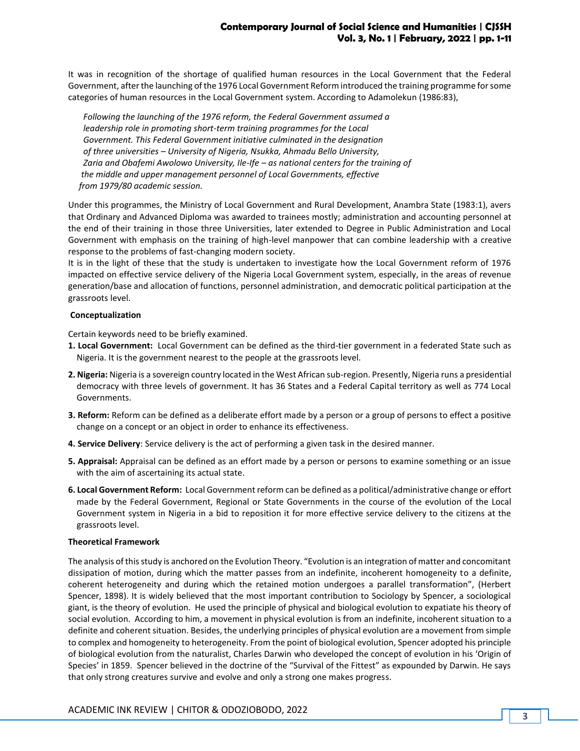It was in recognition of the shortage of qualified human resources in the Local Government that the Federal Government, after the launching of the 1976 Local Government Reform introduced the training programme for some categories of human resources in the Local Government system. According to Adamolekun (1986:83),

> *Following the launching of the 1976 reform, the Federal Government assumed a leadership role in promoting short-term training programmes for the Local Government. This Federal Government initiative culminated in the designation of three universities – University of Nigeria, Nsukka, Ahmadu Bello University, Zaria and Obafemi Awolowo University, Ile-Ife – as national centers for the training of the middle and upper management personnel of Local Governments, effective from 1979/80 academic session.*

Under this programmes, the Ministry of Local Government and Rural Development, Anambra State (1983:1), avers that Ordinary and Advanced Diploma was awarded to trainees mostly; administration and accounting personnel at the end of their training in those three Universities, later extended to Degree in Public Administration and Local Government with emphasis on the training of high-level manpower that can combine leadership with a creative response to the problems of fast-changing modern society.

It is in the light of these that the study is undertaken to investigate how the Local Government reform of 1976 impacted on effective service delivery of the Nigeria Local Government system, especially, in the areas of revenue generation/base and allocation of functions, personnel administration, and democratic political participation at the grassroots level.

### Conceptualization

Certain keywords need to be briefly examined.

1. **Local Government:** Local Government can be defined as the third-tier government in a federated State such as Nigeria. It is the government nearest to the people at the grassroots level.
2. **Nigeria:** Nigeria is a sovereign country located in the West African sub-region. Presently, Nigeria runs a presidential democracy with three levels of government. It has 36 States and a Federal Capital territory as well as 774 Local Governments.
3. **Reform:** Reform can be defined as a deliberate effort made by a person or a group of persons to effect a positive change on a concept or an object in order to enhance its effectiveness.
4. **Service Delivery**: Service delivery is the act of performing a given task in the desired manner.
5. **Appraisal:** Appraisal can be defined as an effort made by a person or persons to examine something or an issue with the aim of ascertaining its actual state.
6. **Local Government Reform:** Local Government reform can be defined as a political/administrative change or effort made by the Federal Government, Regional or State Governments in the course of the evolution of the Local Government system in Nigeria in a bid to reposition it for more effective service delivery to the citizens at the grassroots level.

### Theoretical Framework

The analysis of this study is anchored on the Evolution Theory. "Evolution is an integration of matter and concomitant dissipation of motion, during which the matter passes from an indefinite, incoherent homogeneity to a definite, coherent heterogeneity and during which the retained motion undergoes a parallel transformation", (Herbert Spencer, 1898). It is widely believed that the most important contribution to Sociology by Spencer, a sociological giant, is the theory of evolution. He used the principle of physical and biological evolution to expatiate his theory of social evolution. According to him, a movement in physical evolution is from an indefinite, incoherent situation to a definite and coherent situation. Besides, the underlying principles of physical evolution are a movement from simple to complex and homogeneity to heterogeneity. From the point of biological evolution, Spencer adopted his principle of biological evolution from the naturalist, Charles Darwin who developed the concept of evolution in his 'Origin of Species' in 1859. Spencer believed in the doctrine of the "Survival of the Fittest" as expounded by Darwin. He says that only strong creatures survive and evolve and only a strong one makes progress.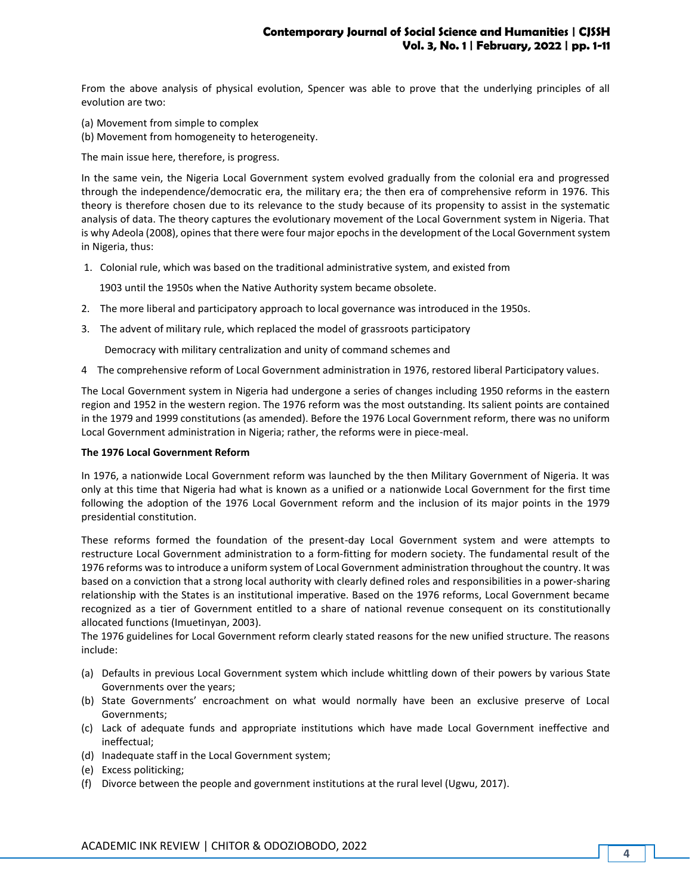From the above analysis of physical evolution, Spencer was able to prove that the underlying principles of all evolution are two:

(a) Movement from simple to complex
(b) Movement from homogeneity to heterogeneity.

The main issue here, therefore, is progress.

In the same vein, the Nigeria Local Government system evolved gradually from the colonial era and progressed through the independence/democratic era, the military era; the then era of comprehensive reform in 1976. This theory is therefore chosen due to its relevance to the study because of its propensity to assist in the systematic analysis of data. The theory captures the evolutionary movement of the Local Government system in Nigeria. That is why Adeola (2008), opines that there were four major epochs in the development of the Local Government system in Nigeria, thus:

1. Colonial rule, which was based on the traditional administrative system, and existed from 1903 until the 1950s when the Native Authority system became obsolete.
2. The more liberal and participatory approach to local governance was introduced in the 1950s.
3. The advent of military rule, which replaced the model of grassroots participatory Democracy with military centralization and unity of command schemes and
4. The comprehensive reform of Local Government administration in 1976, restored liberal Participatory values.

The Local Government system in Nigeria had undergone a series of changes including 1950 reforms in the eastern region and 1952 in the western region. The 1976 reform was the most outstanding. Its salient points are contained in the 1979 and 1999 constitutions (as amended). Before the 1976 Local Government reform, there was no uniform Local Government administration in Nigeria; rather, the reforms were in piece-meal.

**The 1976 Local Government Reform**

In 1976, a nationwide Local Government reform was launched by the then Military Government of Nigeria. It was only at this time that Nigeria had what is known as a unified or a nationwide Local Government for the first time following the adoption of the 1976 Local Government reform and the inclusion of its major points in the 1979 presidential constitution.

These reforms formed the foundation of the present-day Local Government system and were attempts to restructure Local Government administration to a form-fitting for modern society. The fundamental result of the 1976 reforms was to introduce a uniform system of Local Government administration throughout the country. It was based on a conviction that a strong local authority with clearly defined roles and responsibilities in a power-sharing relationship with the States is an institutional imperative. Based on the 1976 reforms, Local Government became recognized as a tier of Government entitled to a share of national revenue consequent on its constitutionally allocated functions (Imuetinyan, 2003).

The 1976 guidelines for Local Government reform clearly stated reasons for the new unified structure. The reasons include:

(a) Defaults in previous Local Government system which include whittling down of their powers by various State Governments over the years;
(b) State Governments' encroachment on what would normally have been an exclusive preserve of Local Governments;
(c) Lack of adequate funds and appropriate institutions which have made Local Government ineffective and ineffectual;
(d) Inadequate staff in the Local Government system;
(e) Excess politicking;
(f) Divorce between the people and government institutions at the rural level (Ugwu, 2017).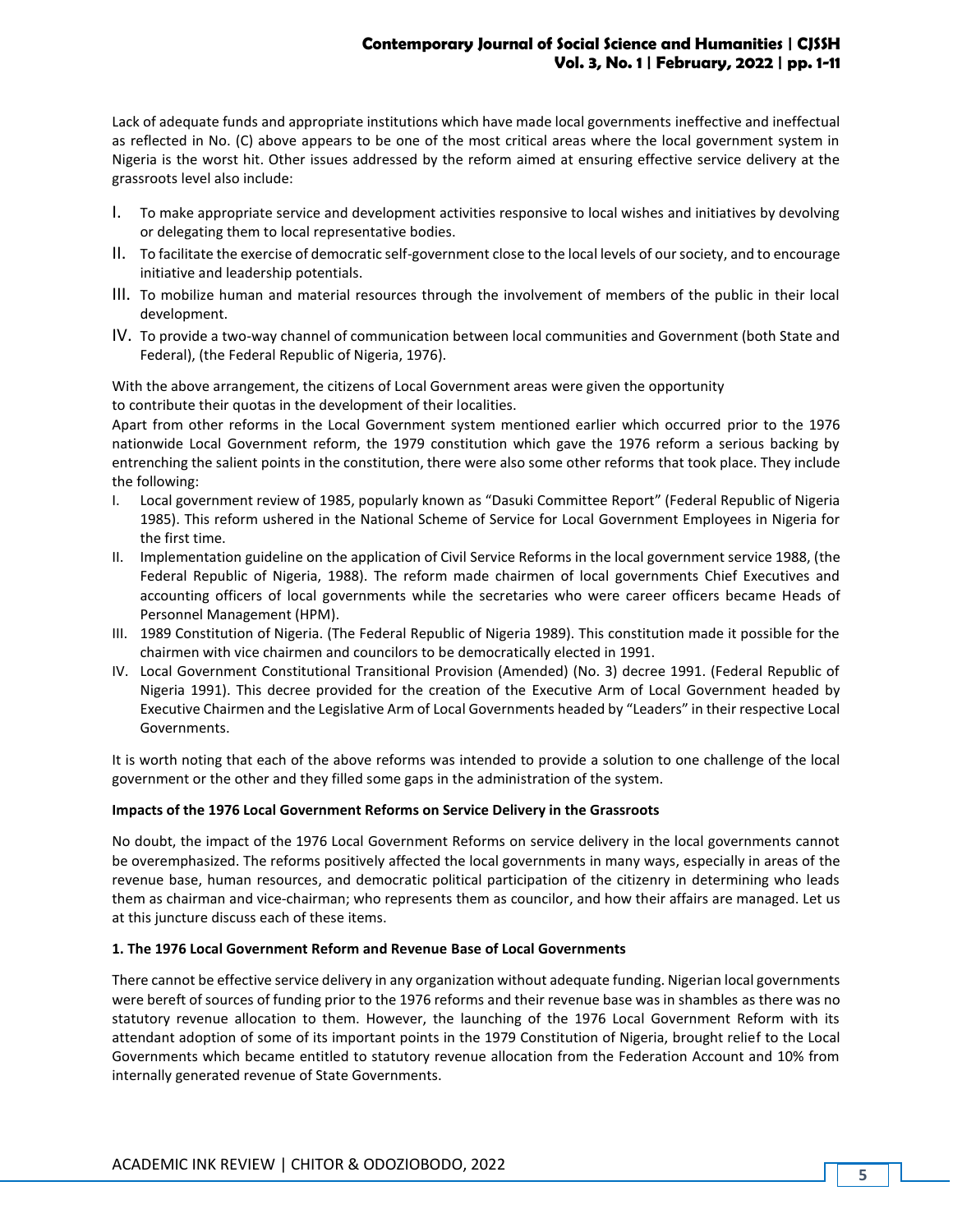Lack of adequate funds and appropriate institutions which have made local governments ineffective and ineffectual as reflected in No. (C) above appears to be one of the most critical areas where the local government system in Nigeria is the worst hit. Other issues addressed by the reform aimed at ensuring effective service delivery at the grassroots level also include:

I. To make appropriate service and development activities responsive to local wishes and initiatives by devolving or delegating them to local representative bodies.
II. To facilitate the exercise of democratic self-government close to the local levels of our society, and to encourage initiative and leadership potentials.
III. To mobilize human and material resources through the involvement of members of the public in their local development.
IV. To provide a two-way channel of communication between local communities and Government (both State and Federal), (the Federal Republic of Nigeria, 1976).

With the above arrangement, the citizens of Local Government areas were given the opportunity to contribute their quotas in the development of their localities.

Apart from other reforms in the Local Government system mentioned earlier which occurred prior to the 1976 nationwide Local Government reform, the 1979 constitution which gave the 1976 reform a serious backing by entrenching the salient points in the constitution, there were also some other reforms that took place. They include the following:

I. Local government review of 1985, popularly known as "Dasuki Committee Report" (Federal Republic of Nigeria 1985). This reform ushered in the National Scheme of Service for Local Government Employees in Nigeria for the first time.
II. Implementation guideline on the application of Civil Service Reforms in the local government service 1988, (the Federal Republic of Nigeria, 1988). The reform made chairmen of local governments Chief Executives and accounting officers of local governments while the secretaries who were career officers became Heads of Personnel Management (HPM).
III. 1989 Constitution of Nigeria. (The Federal Republic of Nigeria 1989). This constitution made it possible for the chairmen with vice chairmen and councilors to be democratically elected in 1991.
IV. Local Government Constitutional Transitional Provision (Amended) (No. 3) decree 1991. (Federal Republic of Nigeria 1991). This decree provided for the creation of the Executive Arm of Local Government headed by Executive Chairmen and the Legislative Arm of Local Governments headed by "Leaders" in their respective Local Governments.

It is worth noting that each of the above reforms was intended to provide a solution to one challenge of the local government or the other and they filled some gaps in the administration of the system.

**Impacts of the 1976 Local Government Reforms on Service Delivery in the Grassroots**

No doubt, the impact of the 1976 Local Government Reforms on service delivery in the local governments cannot be overemphasized. The reforms positively affected the local governments in many ways, especially in areas of the revenue base, human resources, and democratic political participation of the citizenry in determining who leads them as chairman and vice-chairman; who represents them as councilor, and how their affairs are managed. Let us at this juncture discuss each of these items.

**1. The 1976 Local Government Reform and Revenue Base of Local Governments**

There cannot be effective service delivery in any organization without adequate funding. Nigerian local governments were bereft of sources of funding prior to the 1976 reforms and their revenue base was in shambles as there was no statutory revenue allocation to them. However, the launching of the 1976 Local Government Reform with its attendant adoption of some of its important points in the 1979 Constitution of Nigeria, brought relief to the Local Governments which became entitled to statutory revenue allocation from the Federation Account and 10% from internally generated revenue of State Governments.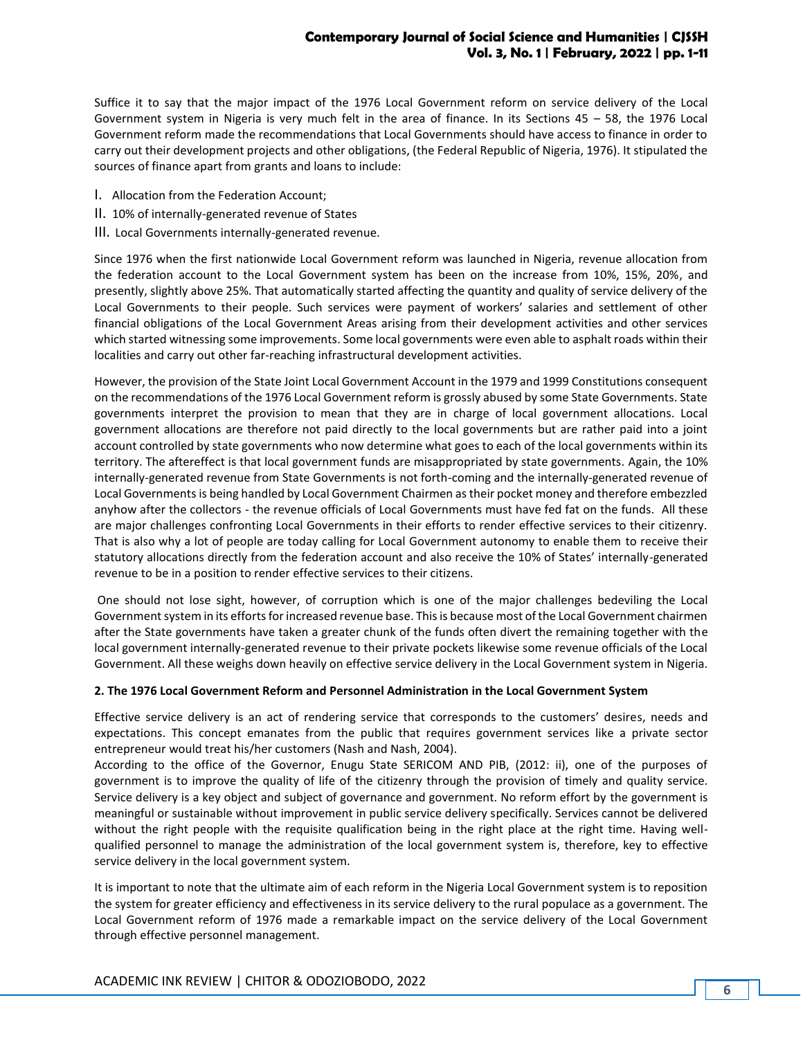Suffice it to say that the major impact of the 1976 Local Government reform on service delivery of the Local Government system in Nigeria is very much felt in the area of finance. In its Sections 45 – 58, the 1976 Local Government reform made the recommendations that Local Governments should have access to finance in order to carry out their development projects and other obligations, (the Federal Republic of Nigeria, 1976). It stipulated the sources of finance apart from grants and loans to include:

I. Allocation from the Federation Account;

II. 10% of internally-generated revenue of States

III. Local Governments internally-generated revenue.

Since 1976 when the first nationwide Local Government reform was launched in Nigeria, revenue allocation from the federation account to the Local Government system has been on the increase from 10%, 15%, 20%, and presently, slightly above 25%. That automatically started affecting the quantity and quality of service delivery of the Local Governments to their people. Such services were payment of workers' salaries and settlement of other financial obligations of the Local Government Areas arising from their development activities and other services which started witnessing some improvements. Some local governments were even able to asphalt roads within their localities and carry out other far-reaching infrastructural development activities.

However, the provision of the State Joint Local Government Account in the 1979 and 1999 Constitutions consequent on the recommendations of the 1976 Local Government reform is grossly abused by some State Governments. State governments interpret the provision to mean that they are in charge of local government allocations. Local government allocations are therefore not paid directly to the local governments but are rather paid into a joint account controlled by state governments who now determine what goes to each of the local governments within its territory. The aftereffect is that local government funds are misappropriated by state governments. Again, the 10% internally-generated revenue from State Governments is not forth-coming and the internally-generated revenue of Local Governments is being handled by Local Government Chairmen as their pocket money and therefore embezzled anyhow after the collectors - the revenue officials of Local Governments must have fed fat on the funds. All these are major challenges confronting Local Governments in their efforts to render effective services to their citizenry. That is also why a lot of people are today calling for Local Government autonomy to enable them to receive their statutory allocations directly from the federation account and also receive the 10% of States' internally-generated revenue to be in a position to render effective services to their citizens.

One should not lose sight, however, of corruption which is one of the major challenges bedeviling the Local Government system in its efforts for increased revenue base. This is because most of the Local Government chairmen after the State governments have taken a greater chunk of the funds often divert the remaining together with the local government internally-generated revenue to their private pockets likewise some revenue officials of the Local Government. All these weighs down heavily on effective service delivery in the Local Government system in Nigeria.

**2. The 1976 Local Government Reform and Personnel Administration in the Local Government System**

Effective service delivery is an act of rendering service that corresponds to the customers' desires, needs and expectations. This concept emanates from the public that requires government services like a private sector entrepreneur would treat his/her customers (Nash and Nash, 2004).

According to the office of the Governor, Enugu State SERICOM AND PIB, (2012: ii), one of the purposes of government is to improve the quality of life of the citizenry through the provision of timely and quality service. Service delivery is a key object and subject of governance and government. No reform effort by the government is meaningful or sustainable without improvement in public service delivery specifically. Services cannot be delivered without the right people with the requisite qualification being in the right place at the right time. Having well-qualified personnel to manage the administration of the local government system is, therefore, key to effective service delivery in the local government system.

It is important to note that the ultimate aim of each reform in the Nigeria Local Government system is to reposition the system for greater efficiency and effectiveness in its service delivery to the rural populace as a government. The Local Government reform of 1976 made a remarkable impact on the service delivery of the Local Government through effective personnel management.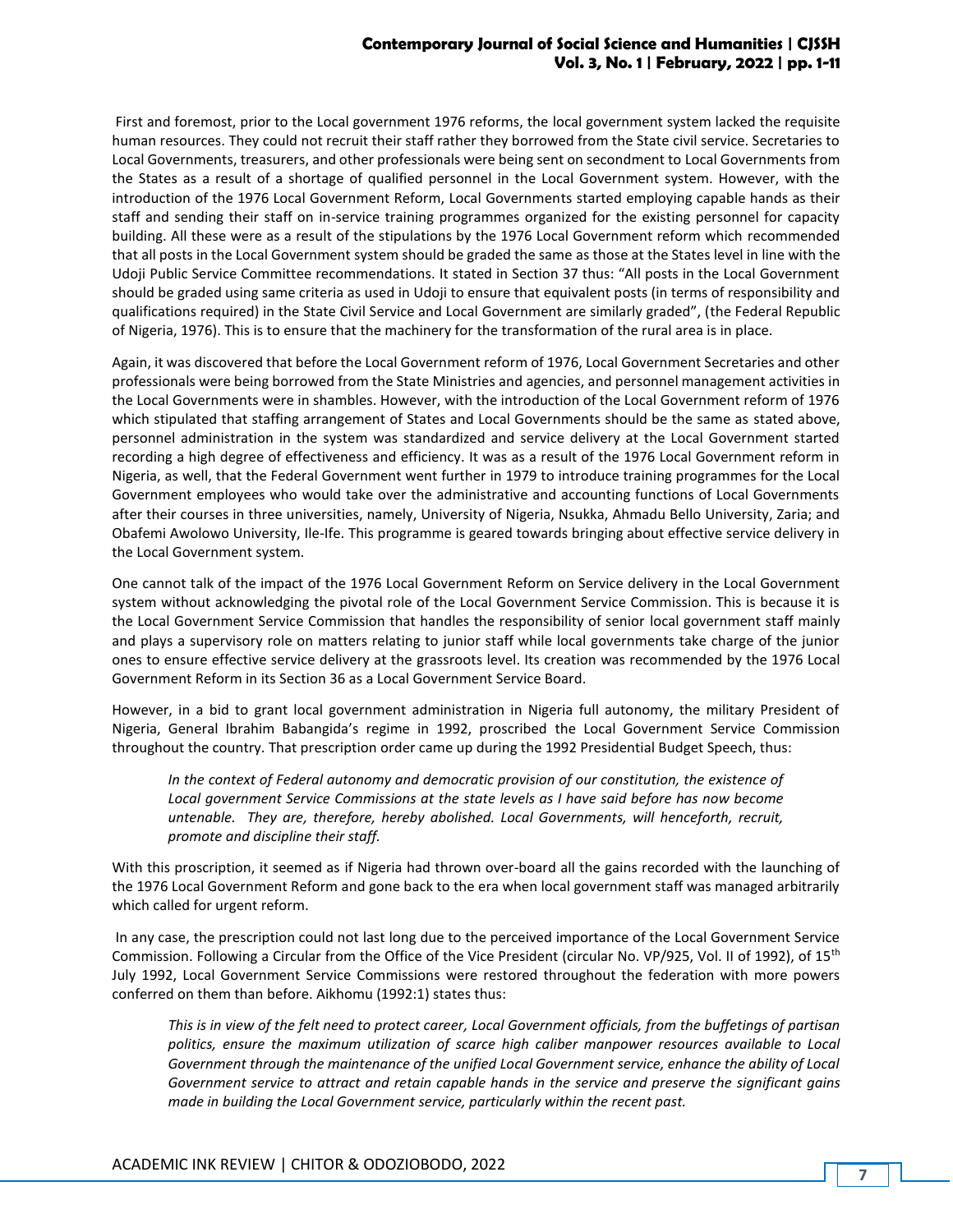First and foremost, prior to the Local government 1976 reforms, the local government system lacked the requisite human resources. They could not recruit their staff rather they borrowed from the State civil service. Secretaries to Local Governments, treasurers, and other professionals were being sent on secondment to Local Governments from the States as a result of a shortage of qualified personnel in the Local Government system. However, with the introduction of the 1976 Local Government Reform, Local Governments started employing capable hands as their staff and sending their staff on in-service training programmes organized for the existing personnel for capacity building. All these were as a result of the stipulations by the 1976 Local Government reform which recommended that all posts in the Local Government system should be graded the same as those at the States level in line with the Udoji Public Service Committee recommendations. It stated in Section 37 thus: "All posts in the Local Government should be graded using same criteria as used in Udoji to ensure that equivalent posts (in terms of responsibility and qualifications required) in the State Civil Service and Local Government are similarly graded", (the Federal Republic of Nigeria, 1976). This is to ensure that the machinery for the transformation of the rural area is in place.

Again, it was discovered that before the Local Government reform of 1976, Local Government Secretaries and other professionals were being borrowed from the State Ministries and agencies, and personnel management activities in the Local Governments were in shambles. However, with the introduction of the Local Government reform of 1976 which stipulated that staffing arrangement of States and Local Governments should be the same as stated above, personnel administration in the system was standardized and service delivery at the Local Government started recording a high degree of effectiveness and efficiency. It was as a result of the 1976 Local Government reform in Nigeria, as well, that the Federal Government went further in 1979 to introduce training programmes for the Local Government employees who would take over the administrative and accounting functions of Local Governments after their courses in three universities, namely, University of Nigeria, Nsukka, Ahmadu Bello University, Zaria; and Obafemi Awolowo University, Ile-Ife. This programme is geared towards bringing about effective service delivery in the Local Government system.

One cannot talk of the impact of the 1976 Local Government Reform on Service delivery in the Local Government system without acknowledging the pivotal role of the Local Government Service Commission. This is because it is the Local Government Service Commission that handles the responsibility of senior local government staff mainly and plays a supervisory role on matters relating to junior staff while local governments take charge of the junior ones to ensure effective service delivery at the grassroots level. Its creation was recommended by the 1976 Local Government Reform in its Section 36 as a Local Government Service Board.

However, in a bid to grant local government administration in Nigeria full autonomy, the military President of Nigeria, General Ibrahim Babangida's regime in 1992, proscribed the Local Government Service Commission throughout the country. That prescription order came up during the 1992 Presidential Budget Speech, thus:

> *In the context of Federal autonomy and democratic provision of our constitution, the existence of Local government Service Commissions at the state levels as I have said before has now become untenable. They are, therefore, hereby abolished. Local Governments, will henceforth, recruit, promote and discipline their staff.*

With this proscription, it seemed as if Nigeria had thrown over-board all the gains recorded with the launching of the 1976 Local Government Reform and gone back to the era when local government staff was managed arbitrarily which called for urgent reform.

In any case, the prescription could not last long due to the perceived importance of the Local Government Service Commission. Following a Circular from the Office of the Vice President (circular No. VP/925, Vol. II of 1992), of 15th July 1992, Local Government Service Commissions were restored throughout the federation with more powers conferred on them than before. Aikhomu (1992:1) states thus:

> *This is in view of the felt need to protect career, Local Government officials, from the buffetings of partisan politics, ensure the maximum utilization of scarce high caliber manpower resources available to Local Government through the maintenance of the unified Local Government service, enhance the ability of Local Government service to attract and retain capable hands in the service and preserve the significant gains made in building the Local Government service, particularly within the recent past.*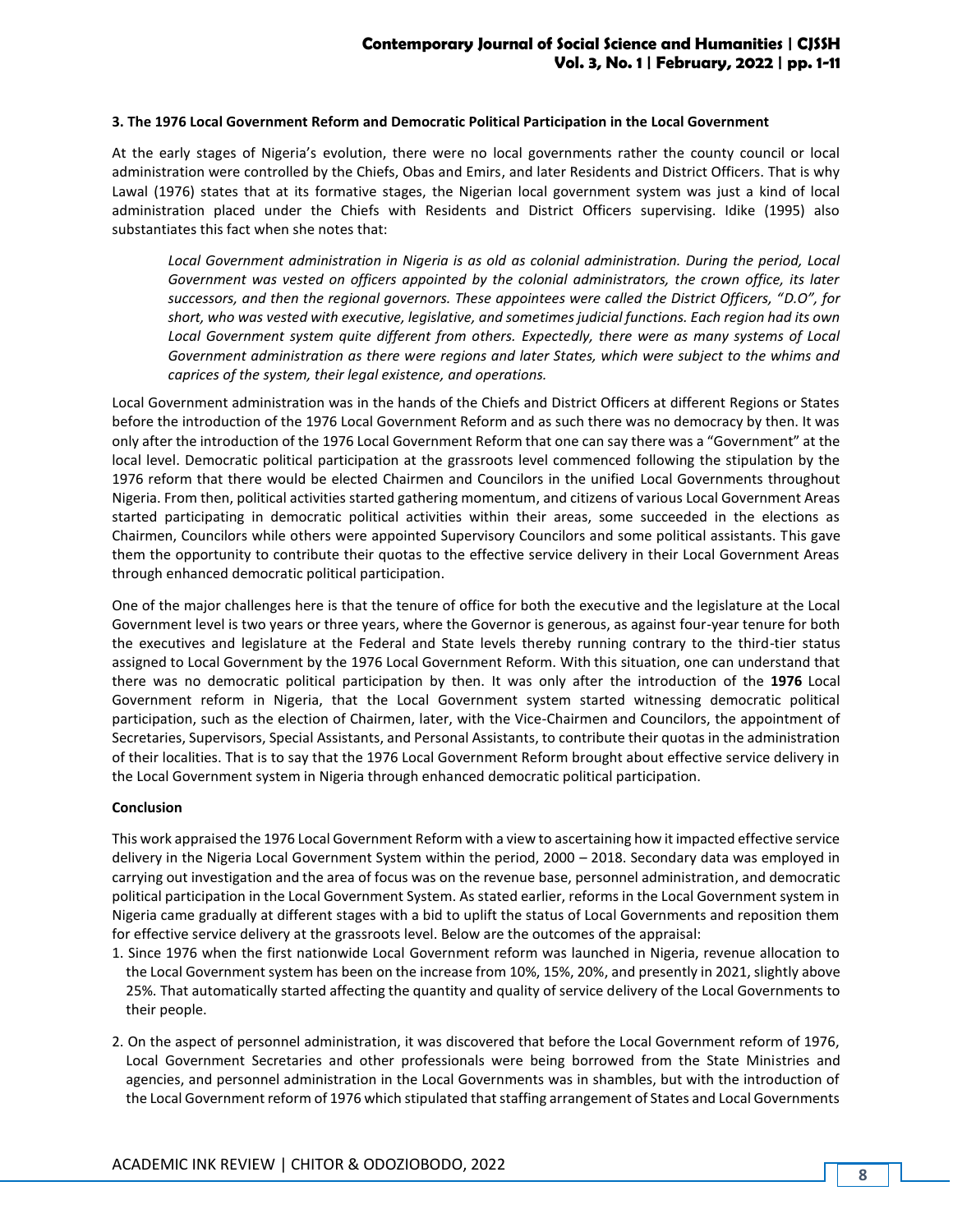### 3. The 1976 Local Government Reform and Democratic Political Participation in the Local Government

At the early stages of Nigeria's evolution, there were no local governments rather the county council or local administration were controlled by the Chiefs, Obas and Emirs, and later Residents and District Officers. That is why Lawal (1976) states that at its formative stages, the Nigerian local government system was just a kind of local administration placed under the Chiefs with Residents and District Officers supervising. Idike (1995) also substantiates this fact when she notes that:

> *Local Government administration in Nigeria is as old as colonial administration. During the period, Local Government was vested on officers appointed by the colonial administrators, the crown office, its later successors, and then the regional governors. These appointees were called the District Officers, "D.O", for short, who was vested with executive, legislative, and sometimes judicial functions. Each region had its own Local Government system quite different from others. Expectedly, there were as many systems of Local Government administration as there were regions and later States, which were subject to the whims and caprices of the system, their legal existence, and operations.*

Local Government administration was in the hands of the Chiefs and District Officers at different Regions or States before the introduction of the 1976 Local Government Reform and as such there was no democracy by then. It was only after the introduction of the 1976 Local Government Reform that one can say there was a "Government" at the local level. Democratic political participation at the grassroots level commenced following the stipulation by the 1976 reform that there would be elected Chairmen and Councilors in the unified Local Governments throughout Nigeria. From then, political activities started gathering momentum, and citizens of various Local Government Areas started participating in democratic political activities within their areas, some succeeded in the elections as Chairmen, Councilors while others were appointed Supervisory Councilors and some political assistants. This gave them the opportunity to contribute their quotas to the effective service delivery in their Local Government Areas through enhanced democratic political participation.

One of the major challenges here is that the tenure of office for both the executive and the legislature at the Local Government level is two years or three years, where the Governor is generous, as against four-year tenure for both the executives and legislature at the Federal and State levels thereby running contrary to the third-tier status assigned to Local Government by the 1976 Local Government Reform. With this situation, one can understand that there was no democratic political participation by then. It was only after the introduction of the **1976** Local Government reform in Nigeria, that the Local Government system started witnessing democratic political participation, such as the election of Chairmen, later, with the Vice-Chairmen and Councilors, the appointment of Secretaries, Supervisors, Special Assistants, and Personal Assistants, to contribute their quotas in the administration of their localities. That is to say that the 1976 Local Government Reform brought about effective service delivery in the Local Government system in Nigeria through enhanced democratic political participation.

### Conclusion

This work appraised the 1976 Local Government Reform with a view to ascertaining how it impacted effective service delivery in the Nigeria Local Government System within the period, 2000 – 2018. Secondary data was employed in carrying out investigation and the area of focus was on the revenue base, personnel administration, and democratic political participation in the Local Government System. As stated earlier, reforms in the Local Government system in Nigeria came gradually at different stages with a bid to uplift the status of Local Governments and reposition them for effective service delivery at the grassroots level. Below are the outcomes of the appraisal:

1. Since 1976 when the first nationwide Local Government reform was launched in Nigeria, revenue allocation to the Local Government system has been on the increase from 10%, 15%, 20%, and presently in 2021, slightly above 25%. That automatically started affecting the quantity and quality of service delivery of the Local Governments to their people.
2. On the aspect of personnel administration, it was discovered that before the Local Government reform of 1976, Local Government Secretaries and other professionals were being borrowed from the State Ministries and agencies, and personnel administration in the Local Governments was in shambles, but with the introduction of the Local Government reform of 1976 which stipulated that staffing arrangement of States and Local Governments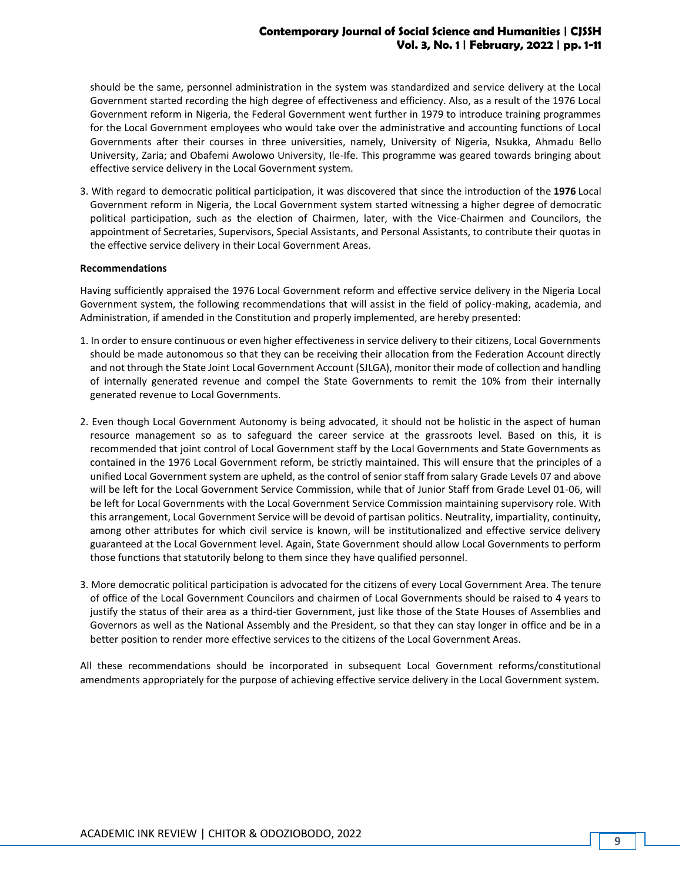should be the same, personnel administration in the system was standardized and service delivery at the Local Government started recording the high degree of effectiveness and efficiency. Also, as a result of the 1976 Local Government reform in Nigeria, the Federal Government went further in 1979 to introduce training programmes for the Local Government employees who would take over the administrative and accounting functions of Local Governments after their courses in three universities, namely, University of Nigeria, Nsukka, Ahmadu Bello University, Zaria; and Obafemi Awolowo University, Ile-Ife. This programme was geared towards bringing about effective service delivery in the Local Government system.

3. With regard to democratic political participation, it was discovered that since the introduction of the **1976** Local Government reform in Nigeria, the Local Government system started witnessing a higher degree of democratic political participation, such as the election of Chairmen, later, with the Vice-Chairmen and Councilors, the appointment of Secretaries, Supervisors, Special Assistants, and Personal Assistants, to contribute their quotas in the effective service delivery in their Local Government Areas.

**Recommendations**

Having sufficiently appraised the 1976 Local Government reform and effective service delivery in the Nigeria Local Government system, the following recommendations that will assist in the field of policy-making, academia, and Administration, if amended in the Constitution and properly implemented, are hereby presented:

1. In order to ensure continuous or even higher effectiveness in service delivery to their citizens, Local Governments should be made autonomous so that they can be receiving their allocation from the Federation Account directly and not through the State Joint Local Government Account (SJLGA), monitor their mode of collection and handling of internally generated revenue and compel the State Governments to remit the 10% from their internally generated revenue to Local Governments.

2. Even though Local Government Autonomy is being advocated, it should not be holistic in the aspect of human resource management so as to safeguard the career service at the grassroots level. Based on this, it is recommended that joint control of Local Government staff by the Local Governments and State Governments as contained in the 1976 Local Government reform, be strictly maintained. This will ensure that the principles of a unified Local Government system are upheld, as the control of senior staff from salary Grade Levels 07 and above will be left for the Local Government Service Commission, while that of Junior Staff from Grade Level 01-06, will be left for Local Governments with the Local Government Service Commission maintaining supervisory role. With this arrangement, Local Government Service will be devoid of partisan politics. Neutrality, impartiality, continuity, among other attributes for which civil service is known, will be institutionalized and effective service delivery guaranteed at the Local Government level. Again, State Government should allow Local Governments to perform those functions that statutorily belong to them since they have qualified personnel.

3. More democratic political participation is advocated for the citizens of every Local Government Area. The tenure of office of the Local Government Councilors and chairmen of Local Governments should be raised to 4 years to justify the status of their area as a third-tier Government, just like those of the State Houses of Assemblies and Governors as well as the National Assembly and the President, so that they can stay longer in office and be in a better position to render more effective services to the citizens of the Local Government Areas.

All these recommendations should be incorporated in subsequent Local Government reforms/constitutional amendments appropriately for the purpose of achieving effective service delivery in the Local Government system.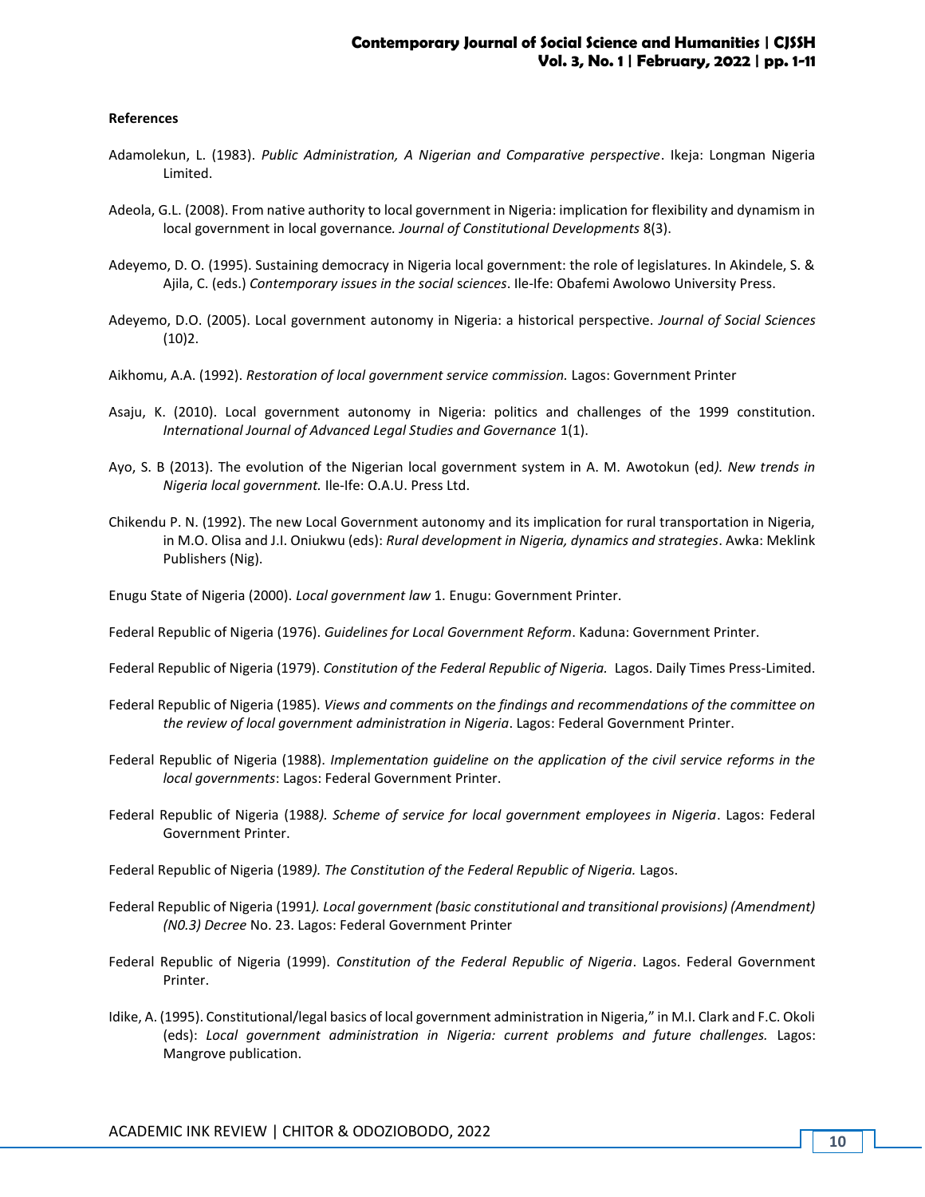**References**

Adamolekun, L. (1983). *Public Administration, A Nigerian and Comparative perspective*. Ikeja: Longman Nigeria Limited.

Adeola, G.L. (2008). From native authority to local government in Nigeria: implication for flexibility and dynamism in local government in local governance*. Journal of Constitutional Developments* 8(3).

Adeyemo, D. O. (1995). Sustaining democracy in Nigeria local government: the role of legislatures. In Akindele, S. & Ajila, C. (eds.) *Contemporary issues in the social sciences*. Ile-Ife: Obafemi Awolowo University Press.

Adeyemo, D.O. (2005). Local government autonomy in Nigeria: a historical perspective. *Journal of Social Sciences* (10)2.

Aikhomu, A.A. (1992). *Restoration of local government service commission.* Lagos: Government Printer

Asaju, K. (2010). Local government autonomy in Nigeria: politics and challenges of the 1999 constitution. *International Journal of Advanced Legal Studies and Governance* 1(1).

Ayo, S. B (2013). The evolution of the Nigerian local government system in A. M. Awotokun (ed*). New trends in Nigeria local government.* Ile-Ife: O.A.U. Press Ltd.

Chikendu P. N. (1992). The new Local Government autonomy and its implication for rural transportation in Nigeria, in M.O. Olisa and J.I. Oniukwu (eds): *Rural development in Nigeria, dynamics and strategies*. Awka: Meklink Publishers (Nig).

Enugu State of Nigeria (2000). *Local government law* 1. Enugu: Government Printer.

Federal Republic of Nigeria (1976). *Guidelines for Local Government Reform*. Kaduna: Government Printer.

Federal Republic of Nigeria (1979). *Constitution of the Federal Republic of Nigeria.* Lagos. Daily Times Press-Limited.

Federal Republic of Nigeria (1985). *Views and comments on the findings and recommendations of the committee on the review of local government administration in Nigeria*. Lagos: Federal Government Printer.

Federal Republic of Nigeria (1988). *Implementation guideline on the application of the civil service reforms in the local governments*: Lagos: Federal Government Printer.

Federal Republic of Nigeria (1988*). Scheme of service for local government employees in Nigeria*. Lagos: Federal Government Printer.

Federal Republic of Nigeria (1989*). The Constitution of the Federal Republic of Nigeria.* Lagos.

Federal Republic of Nigeria (1991*). Local government (basic constitutional and transitional provisions) (Amendment) (N0.3) Decree* No. 23. Lagos: Federal Government Printer

Federal Republic of Nigeria (1999). *Constitution of the Federal Republic of Nigeria*. Lagos. Federal Government Printer.

Idike, A. (1995). Constitutional/legal basics of local government administration in Nigeria," in M.I. Clark and F.C. Okoli (eds): *Local government administration in Nigeria: current problems and future challenges.* Lagos: Mangrove publication.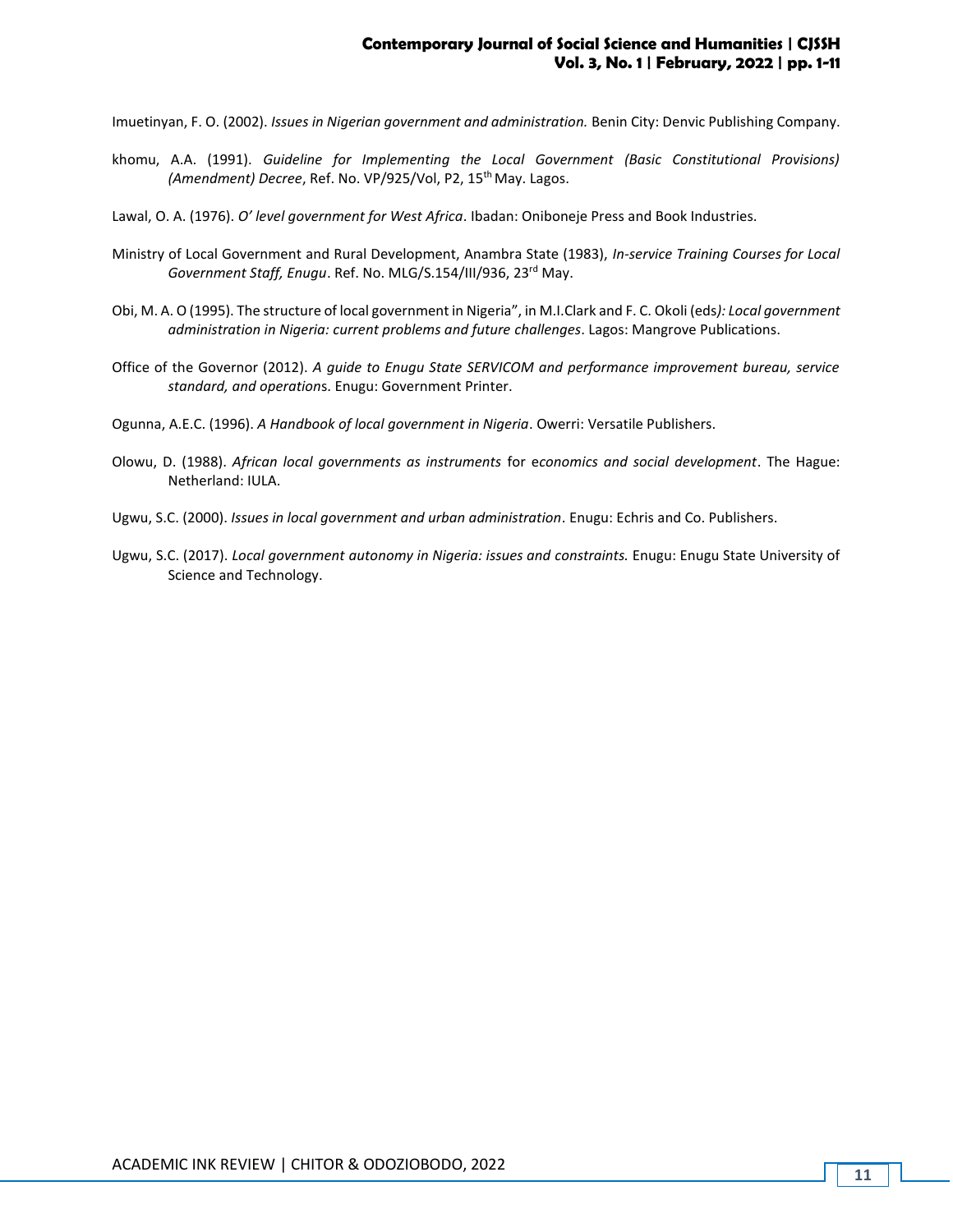Imuetinyan, F. O. (2002). *Issues in Nigerian government and administration.* Benin City: Denvic Publishing Company.

khomu, A.A. (1991). *Guideline for Implementing the Local Government (Basic Constitutional Provisions) (Amendment) Decree*, Ref. No. VP/925/Vol, P2, 15th May. Lagos.

Lawal, O. A. (1976). *O' level government for West Africa*. Ibadan: Oniboneje Press and Book Industries.

Ministry of Local Government and Rural Development, Anambra State (1983), *In-service Training Courses for Local Government Staff, Enugu*. Ref. No. MLG/S.154/III/936, 23rd May.

Obi, M. A. O (1995). The structure of local government in Nigeria", in M.I.Clark and F. C. Okoli (eds*): Local government administration in Nigeria: current problems and future challenges*. Lagos: Mangrove Publications.

Office of the Governor (2012). *A guide to Enugu State SERVICOM and performance improvement bureau, service standard, and operation*s. Enugu: Government Printer.

Ogunna, A.E.C. (1996). *A Handbook of local government in Nigeria*. Owerri: Versatile Publishers.

Olowu, D. (1988). *African local governments as instruments* for e*conomics and social development*. The Hague: Netherland: IULA.

Ugwu, S.C. (2000). *Issues in local government and urban administration*. Enugu: Echris and Co. Publishers.

Ugwu, S.C. (2017). *Local government autonomy in Nigeria: issues and constraints.* Enugu: Enugu State University of Science and Technology.